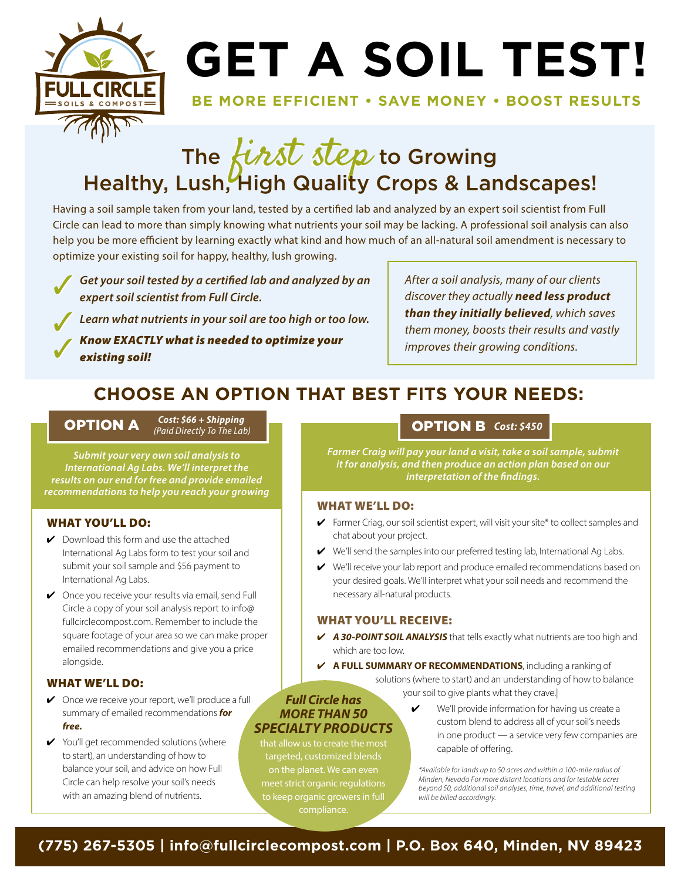FULL CIRCLE SOILS & COMPOST

# GET A SOIL TEST!

**BE MORE EFFICIENT • SAVE MONEY • BOOST RESULTS**

## The *first step* to Growing Healthy, Lush, High Quality Crops & Landscapes!

Having a soil sample taken from your land, tested by a certified lab and analyzed by an expert soil scientist from Full Circle can lead to more than simply knowing what nutrients your soil may be lacking. A professional soil analysis can also help you be more efficient by learning exactly what kind and how much of an all-natural soil amendment is necessary to optimize your existing soil for happy, healthy, lush growing.

- ✓ ***Get your soil tested by a certified lab and analyzed by an expert soil scientist from Full Circle.***
- ✓ ***Learn what nutrients in your soil are too high or too low.***
- ✓ ***Know EXACTLY what is needed to optimize your existing soil!***

*After a soil analysis, many of our clients discover they actually **need less product than they initially believed**, which saves them money, boosts their results and vastly improves their growing conditions.*

## CHOOSE AN OPTION THAT BEST FITS YOUR NEEDS:

### OPTION A *Cost: $66 + Shipping (Paid Directly To The Lab)*

***Submit your very own soil analysis to International Ag Labs. We'll interpret the results on our end for free and provide emailed recommendations to help you reach your growing***

#### WHAT YOU'LL DO:

- ✔ Download this form and use the attached International Ag Labs form to test your soil and submit your soil sample and $56 payment to International Ag Labs.
- ✔ Once you receive your results via email, send Full Circle a copy of your soil analysis report to info@fullcirclecompost.com. Remember to include the square footage of your area so we can make proper emailed recommendations and give you a price alongside.

#### WHAT WE'LL DO:

- ✔ Once we receive your report, we'll produce a full summary of emailed recommendations ***for free.***
- ✔ You'll get recommended solutions (where to start), an understanding of how to balance your soil, and advice on how Full Circle can help resolve your soil's needs with an amazing blend of nutrients.

### OPTION B *Cost: $450*

***Farmer Craig will pay your land a visit, take a soil sample, submit it for analysis, and then produce an action plan based on our interpretation of the findings.***

#### WHAT WE'LL DO:

- ✔ Farmer Criag, our soil scientist expert, will visit your site* to collect samples and chat about your project.
- ✔ We'll send the samples into our preferred testing lab, International Ag Labs.
- ✔ We'll receive your lab report and produce emailed recommendations based on your desired goals. We'll interpret what your soil needs and recommend the necessary all-natural products.

#### WHAT YOU'LL RECEIVE:

- ✔ ***A 30-POINT SOIL ANALYSIS*** that tells exactly what nutrients are too high and which are too low.
- ✔ **A FULL SUMMARY OF RECOMMENDATIONS**, including a ranking of solutions (where to start) and an understanding of how to balance your soil to give plants what they crave.
- ✔ We'll provide information for having us create a custom blend to address all of your soil's needs in one product — a service very few companies are capable of offering.

*\*Available for lands up to 50 acres and within a 100-mile radius of Minden, Nevada For more distant locations and for testable acres beyond 50, additional soil analyses, time, travel, and additional testing will be billed accordingly.*

***Full Circle has MORE THAN 50 SPECIALTY PRODUCTS*** that allow us to create the most targeted, customized blends on the planet. We can even meet strict organic regulations to keep organic growers in full compliance.

**(775) 267-5305 | info@fullcirclecompost.com | P.O. Box 640, Minden, NV 89423**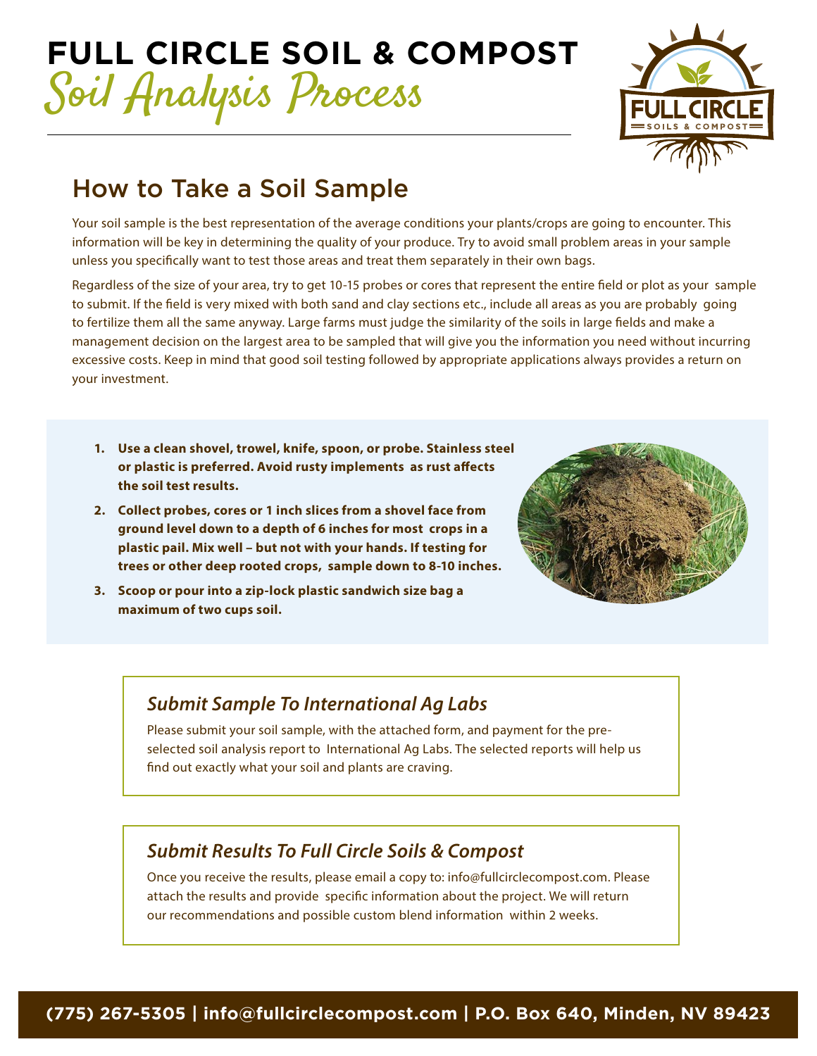# FULL CIRCLE SOIL & COMPOST

## Soil Analysis Process

## How to Take a Soil Sample

Your soil sample is the best representation of the average conditions your plants/crops are going to encounter. This information will be key in determining the quality of your produce. Try to avoid small problem areas in your sample unless you specifically want to test those areas and treat them separately in their own bags.

Regardless of the size of your area, try to get 10-15 probes or cores that represent the entire field or plot as your sample to submit. If the field is very mixed with both sand and clay sections etc., include all areas as you are probably going to fertilize them all the same anyway. Large farms must judge the similarity of the soils in large fields and make a management decision on the largest area to be sampled that will give you the information you need without incurring excessive costs. Keep in mind that good soil testing followed by appropriate applications always provides a return on your investment.

1. **Use a clean shovel, trowel, knife, spoon, or probe. Stainless steel or plastic is preferred. Avoid rusty implements as rust affects the soil test results.**
2. **Collect probes, cores or 1 inch slices from a shovel face from ground level down to a depth of 6 inches for most crops in a plastic pail. Mix well – but not with your hands. If testing for trees or other deep rooted crops, sample down to 8-10 inches.**
3. **Scoop or pour into a zip-lock plastic sandwich size bag a maximum of two cups soil.**

### *Submit Sample To International Ag Labs*

Please submit your soil sample, with the attached form, and payment for the pre-selected soil analysis report to International Ag Labs. The selected reports will help us find out exactly what your soil and plants are craving.

### *Submit Results To Full Circle Soils & Compost*

Once you receive the results, please email a copy to: info@fullcirclecompost.com. Please attach the results and provide specific information about the project. We will return our recommendations and possible custom blend information within 2 weeks.

**(775) 267-5305 | info@fullcirclecompost.com | P.O. Box 640, Minden, NV 89423**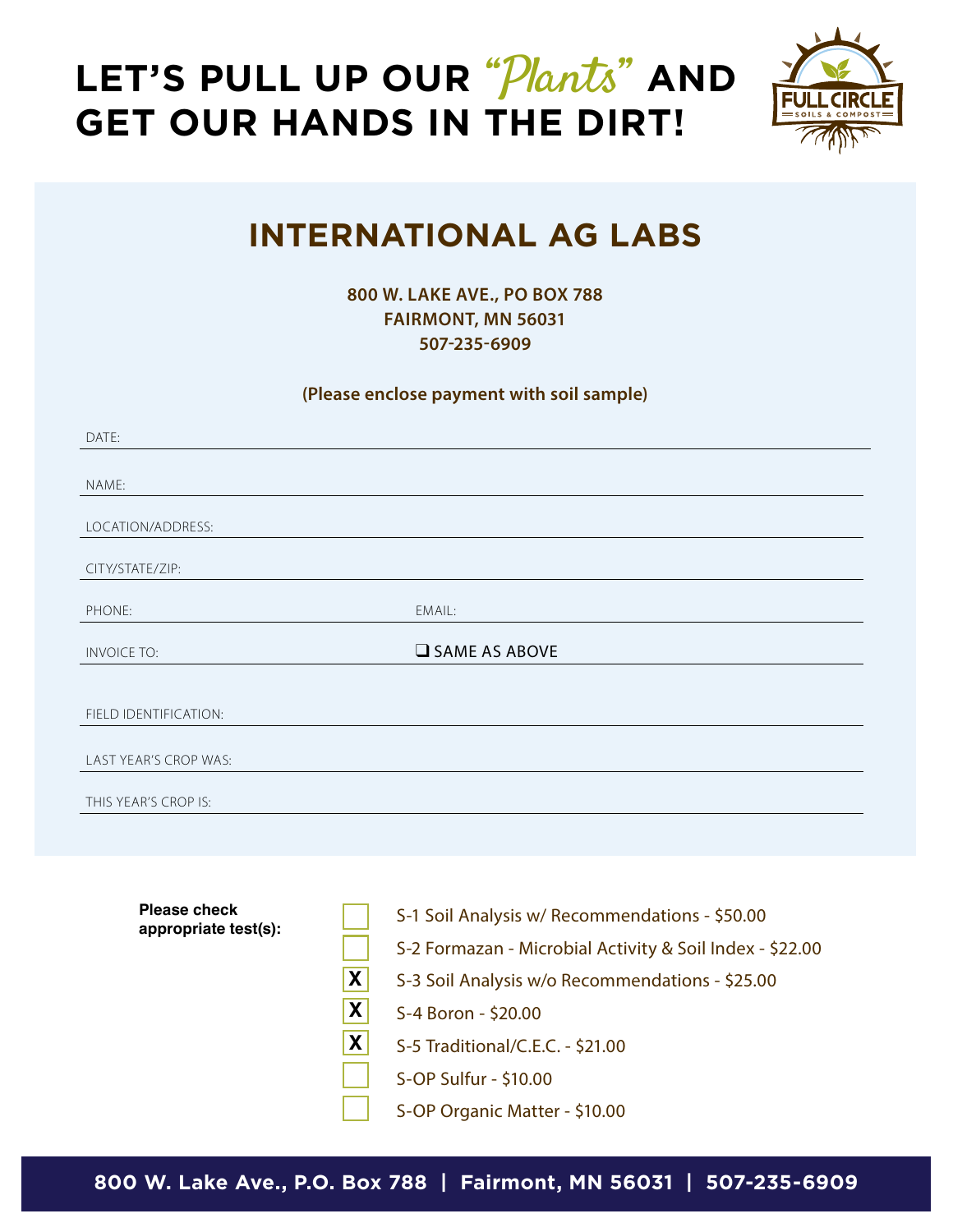# LET'S PULL UP OUR *"Plants"* AND GET OUR HANDS IN THE DIRT!

## INTERNATIONAL AG LABS

**800 W. LAKE AVE., PO BOX 788**
**FAIRMONT, MN 56031**
**507-235-6909**

**(Please enclose payment with soil sample)**

DATE:

NAME:

LOCATION/ADDRESS:

CITY/STATE/ZIP:

PHONE: EMAIL:

INVOICE TO: ☐ SAME AS ABOVE

FIELD IDENTIFICATION:

LAST YEAR'S CROP WAS:

THIS YEAR'S CROP IS:

**Please check appropriate test(s):**

- [ ] S-1 Soil Analysis w/ Recommendations - $50.00
- [ ] S-2 Formazan - Microbial Activity & Soil Index - $22.00
- [x] S-3 Soil Analysis w/o Recommendations - $25.00
- [x] S-4 Boron - $20.00
- [x] S-5 Traditional/C.E.C. - $21.00
- [ ] S-OP Sulfur - $10.00
- [ ] S-OP Organic Matter - $10.00

**800 W. Lake Ave., P.O. Box 788 | Fairmont, MN 56031 | 507-235-6909**